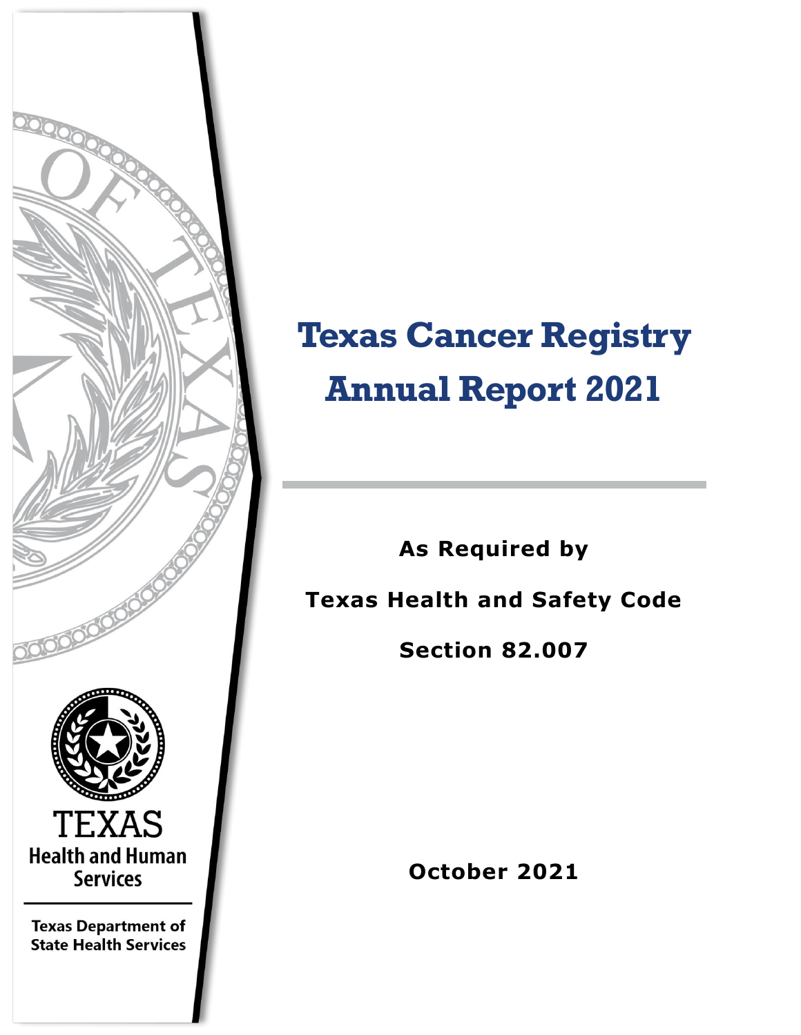# Texas Cancer Registry Annual Report 2021

**As Required by**

**Texas Health and Safety Code**

**Section 82.007**

**October 2021**

TEXAS
Health and Human Services

Texas Department of State Health Services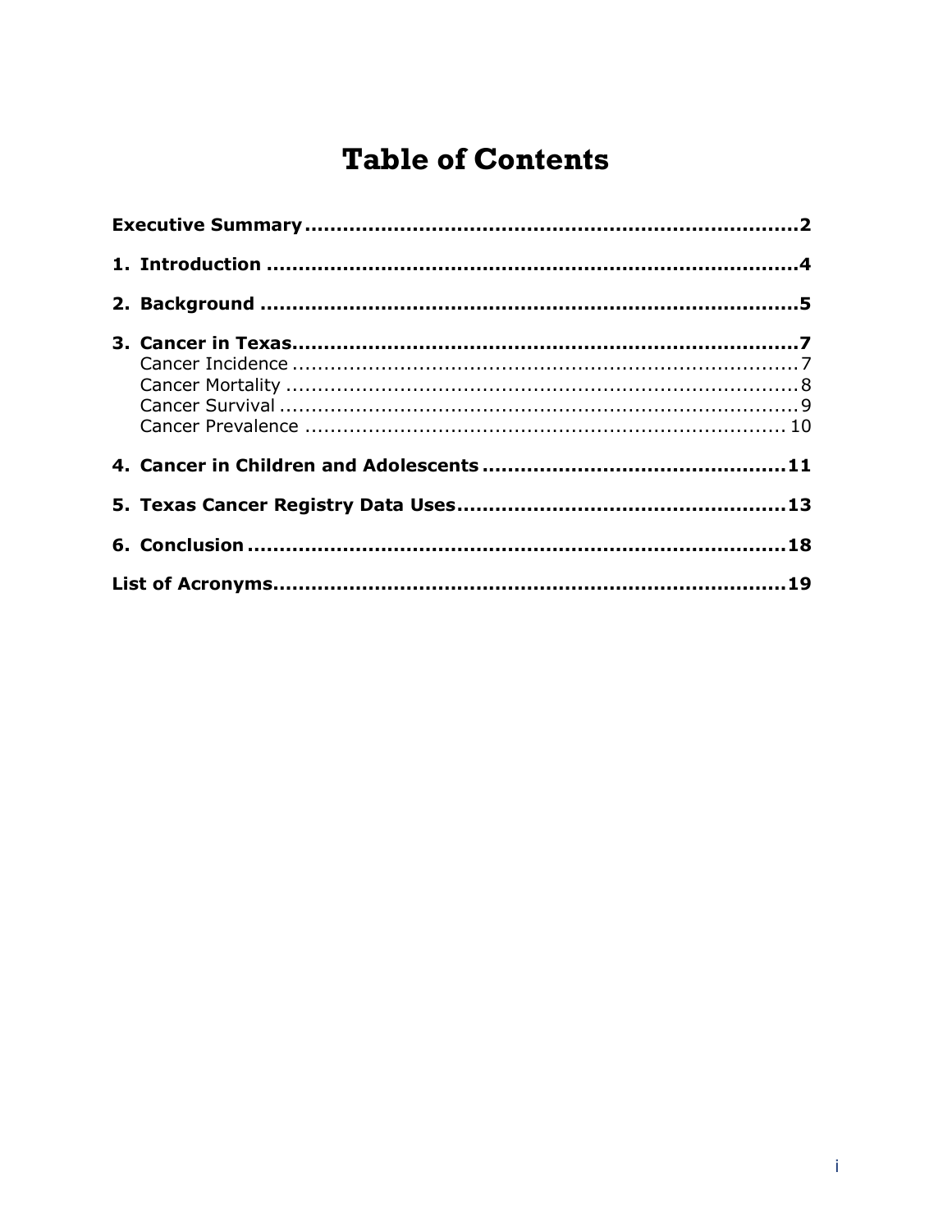# Table of Contents

**Executive Summary** .......... **2**

**1. Introduction** .......... **4**

**2. Background** .......... **5**

**3. Cancer in Texas** .......... **7**

- Cancer Incidence .......... 7
- Cancer Mortality .......... 8
- Cancer Survival .......... 9
- Cancer Prevalence .......... 10

**4. Cancer in Children and Adolescents** .......... **11**

**5. Texas Cancer Registry Data Uses** .......... **13**

**6. Conclusion** .......... **18**

**List of Acronyms** .......... **19**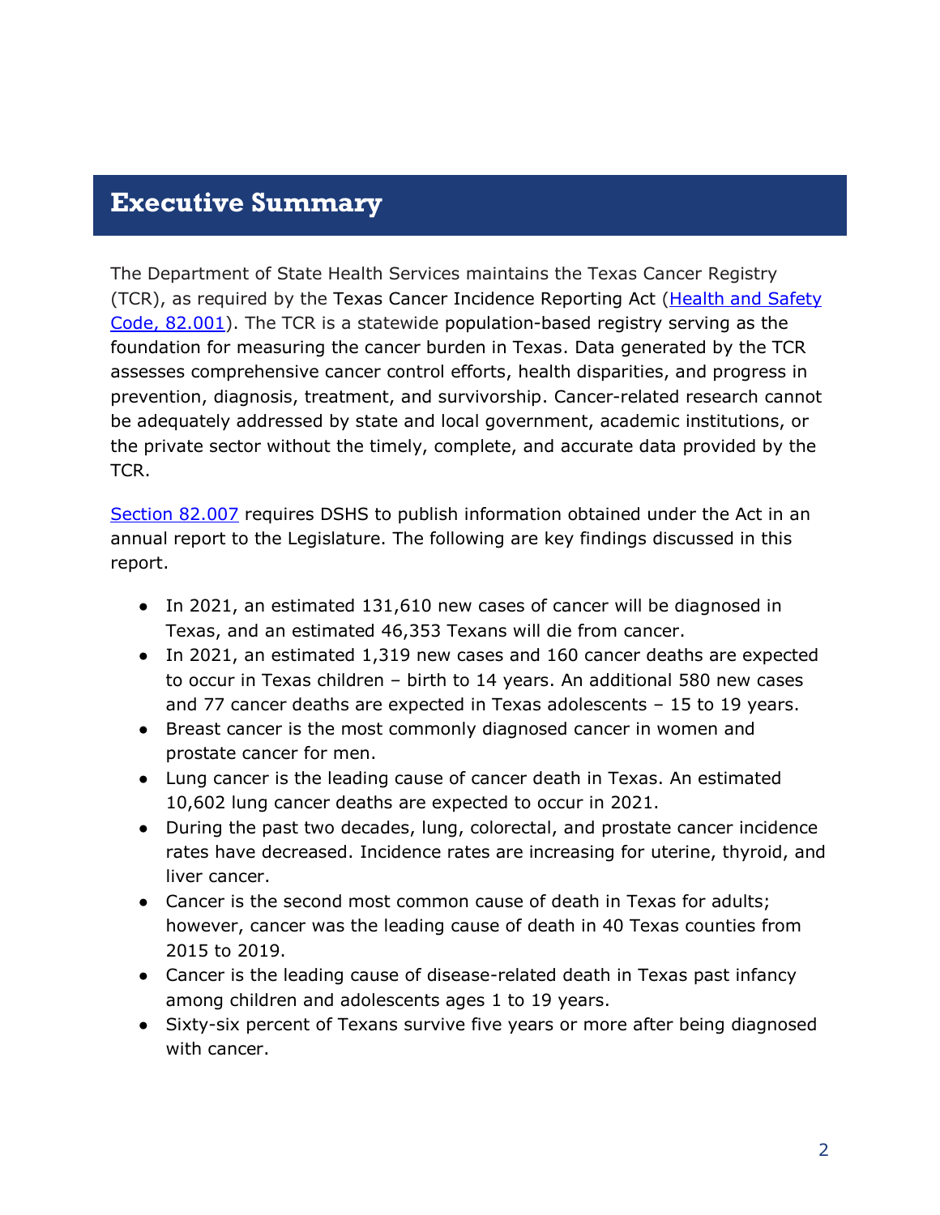# Executive Summary

The Department of State Health Services maintains the Texas Cancer Registry (TCR), as required by the Texas Cancer Incidence Reporting Act (Health and Safety Code, 82.001). The TCR is a statewide population-based registry serving as the foundation for measuring the cancer burden in Texas. Data generated by the TCR assesses comprehensive cancer control efforts, health disparities, and progress in prevention, diagnosis, treatment, and survivorship. Cancer-related research cannot be adequately addressed by state and local government, academic institutions, or the private sector without the timely, complete, and accurate data provided by the TCR.

Section 82.007 requires DSHS to publish information obtained under the Act in an annual report to the Legislature. The following are key findings discussed in this report.

- In 2021, an estimated 131,610 new cases of cancer will be diagnosed in Texas, and an estimated 46,353 Texans will die from cancer.
- In 2021, an estimated 1,319 new cases and 160 cancer deaths are expected to occur in Texas children – birth to 14 years. An additional 580 new cases and 77 cancer deaths are expected in Texas adolescents – 15 to 19 years.
- Breast cancer is the most commonly diagnosed cancer in women and prostate cancer for men.
- Lung cancer is the leading cause of cancer death in Texas. An estimated 10,602 lung cancer deaths are expected to occur in 2021.
- During the past two decades, lung, colorectal, and prostate cancer incidence rates have decreased. Incidence rates are increasing for uterine, thyroid, and liver cancer.
- Cancer is the second most common cause of death in Texas for adults; however, cancer was the leading cause of death in 40 Texas counties from 2015 to 2019.
- Cancer is the leading cause of disease-related death in Texas past infancy among children and adolescents ages 1 to 19 years.
- Sixty-six percent of Texans survive five years or more after being diagnosed with cancer.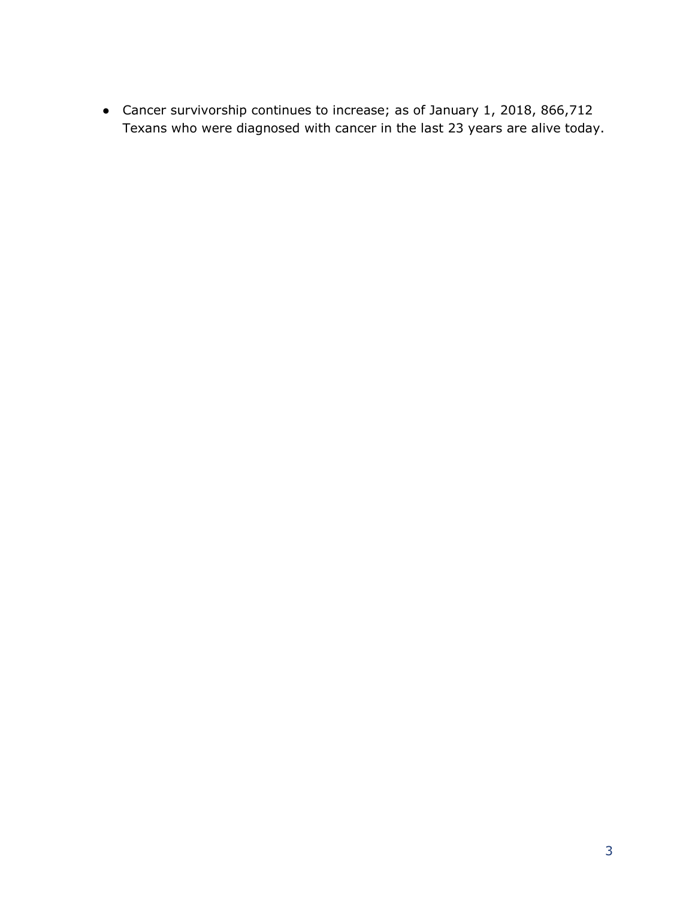- Cancer survivorship continues to increase; as of January 1, 2018, 866,712 Texans who were diagnosed with cancer in the last 23 years are alive today.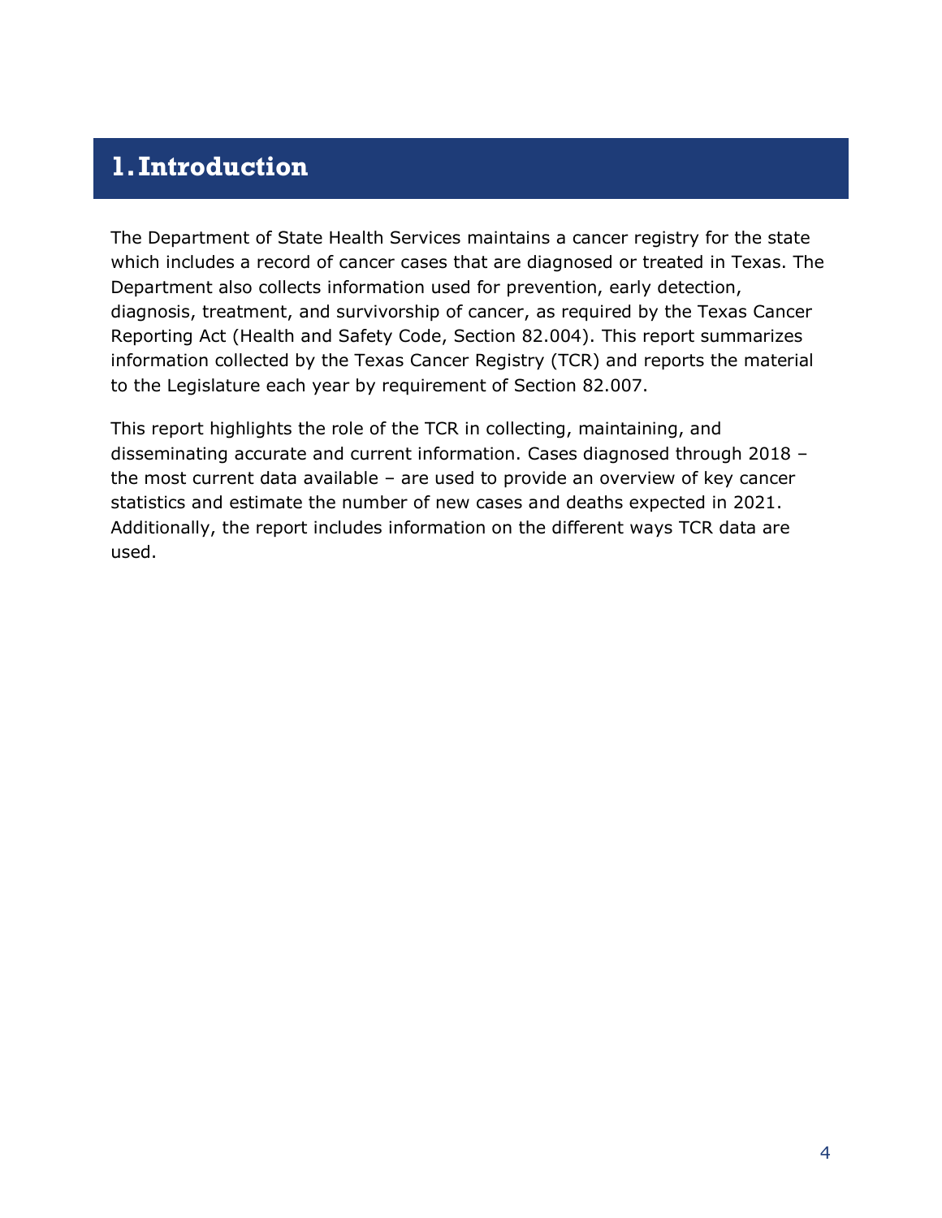# 1. Introduction

The Department of State Health Services maintains a cancer registry for the state which includes a record of cancer cases that are diagnosed or treated in Texas. The Department also collects information used for prevention, early detection, diagnosis, treatment, and survivorship of cancer, as required by the Texas Cancer Reporting Act (Health and Safety Code, Section 82.004). This report summarizes information collected by the Texas Cancer Registry (TCR) and reports the material to the Legislature each year by requirement of Section 82.007.

This report highlights the role of the TCR in collecting, maintaining, and disseminating accurate and current information. Cases diagnosed through 2018 – the most current data available – are used to provide an overview of key cancer statistics and estimate the number of new cases and deaths expected in 2021. Additionally, the report includes information on the different ways TCR data are used.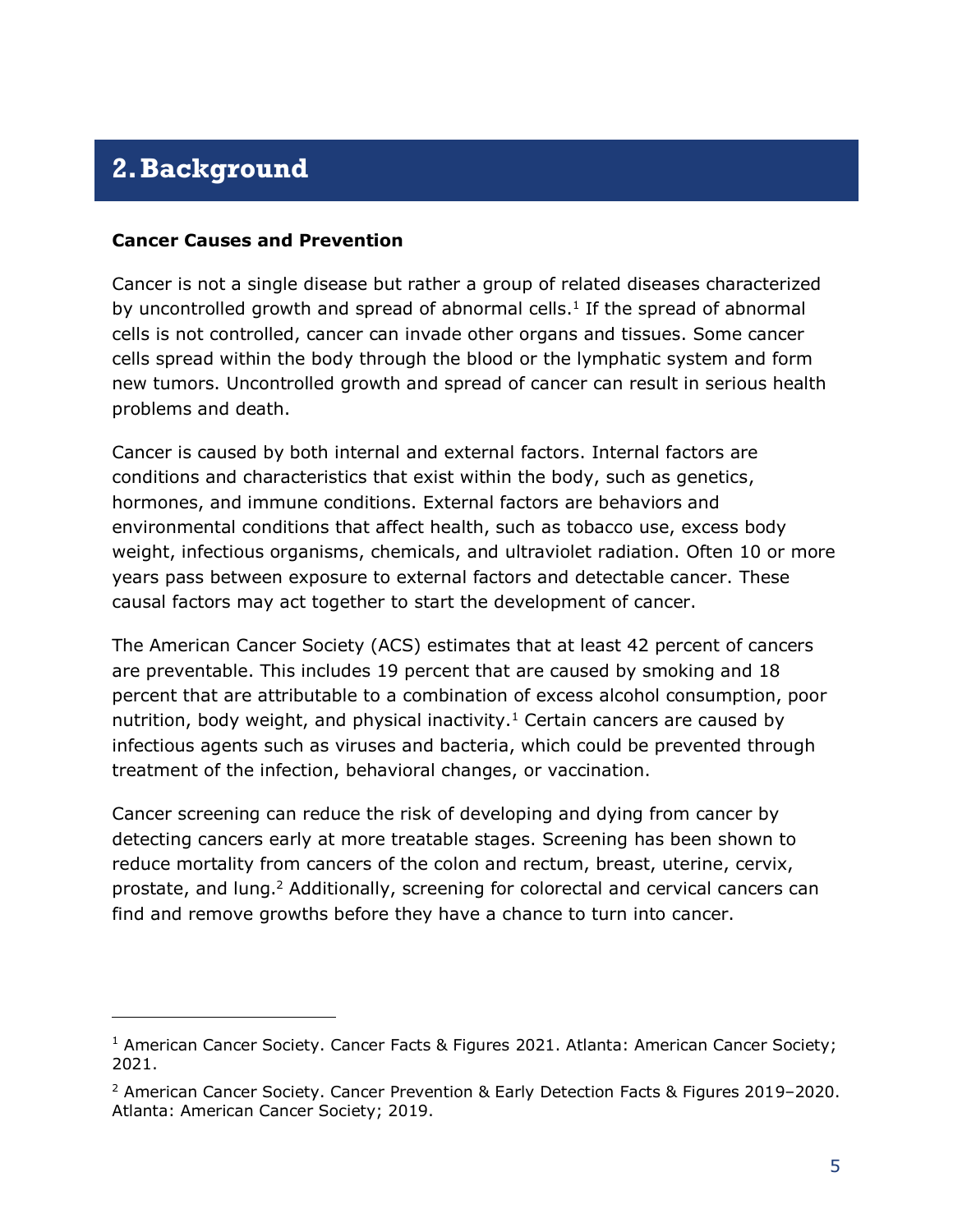## 2. Background

**Cancer Causes and Prevention**

Cancer is not a single disease but rather a group of related diseases characterized by uncontrolled growth and spread of abnormal cells.[1] If the spread of abnormal cells is not controlled, cancer can invade other organs and tissues. Some cancer cells spread within the body through the blood or the lymphatic system and form new tumors. Uncontrolled growth and spread of cancer can result in serious health problems and death.

Cancer is caused by both internal and external factors. Internal factors are conditions and characteristics that exist within the body, such as genetics, hormones, and immune conditions. External factors are behaviors and environmental conditions that affect health, such as tobacco use, excess body weight, infectious organisms, chemicals, and ultraviolet radiation. Often 10 or more years pass between exposure to external factors and detectable cancer. These causal factors may act together to start the development of cancer.

The American Cancer Society (ACS) estimates that at least 42 percent of cancers are preventable. This includes 19 percent that are caused by smoking and 18 percent that are attributable to a combination of excess alcohol consumption, poor nutrition, body weight, and physical inactivity.[1] Certain cancers are caused by infectious agents such as viruses and bacteria, which could be prevented through treatment of the infection, behavioral changes, or vaccination.

Cancer screening can reduce the risk of developing and dying from cancer by detecting cancers early at more treatable stages. Screening has been shown to reduce mortality from cancers of the colon and rectum, breast, uterine, cervix, prostate, and lung.[2] Additionally, screening for colorectal and cervical cancers can find and remove growths before they have a chance to turn into cancer.

---

[1] American Cancer Society. Cancer Facts & Figures 2021. Atlanta: American Cancer Society; 2021.

[2] American Cancer Society. Cancer Prevention & Early Detection Facts & Figures 2019–2020. Atlanta: American Cancer Society; 2019.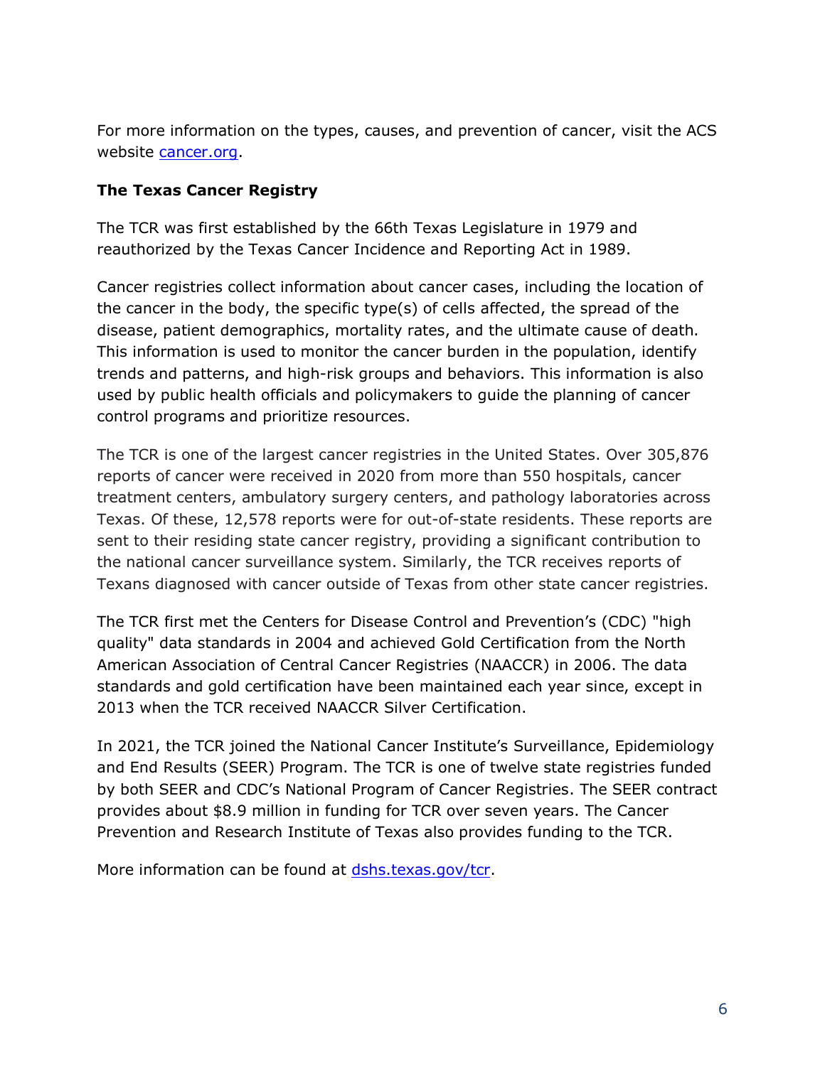For more information on the types, causes, and prevention of cancer, visit the ACS website [cancer.org](https://www.cancer.org).

**The Texas Cancer Registry**

The TCR was first established by the 66th Texas Legislature in 1979 and reauthorized by the Texas Cancer Incidence and Reporting Act in 1989.

Cancer registries collect information about cancer cases, including the location of the cancer in the body, the specific type(s) of cells affected, the spread of the disease, patient demographics, mortality rates, and the ultimate cause of death. This information is used to monitor the cancer burden in the population, identify trends and patterns, and high-risk groups and behaviors. This information is also used by public health officials and policymakers to guide the planning of cancer control programs and prioritize resources.

The TCR is one of the largest cancer registries in the United States. Over 305,876 reports of cancer were received in 2020 from more than 550 hospitals, cancer treatment centers, ambulatory surgery centers, and pathology laboratories across Texas. Of these, 12,578 reports were for out-of-state residents. These reports are sent to their residing state cancer registry, providing a significant contribution to the national cancer surveillance system. Similarly, the TCR receives reports of Texans diagnosed with cancer outside of Texas from other state cancer registries.

The TCR first met the Centers for Disease Control and Prevention's (CDC) "high quality" data standards in 2004 and achieved Gold Certification from the North American Association of Central Cancer Registries (NAACCR) in 2006. The data standards and gold certification have been maintained each year since, except in 2013 when the TCR received NAACCR Silver Certification.

In 2021, the TCR joined the National Cancer Institute's Surveillance, Epidemiology and End Results (SEER) Program. The TCR is one of twelve state registries funded by both SEER and CDC's National Program of Cancer Registries. The SEER contract provides about $8.9 million in funding for TCR over seven years. The Cancer Prevention and Research Institute of Texas also provides funding to the TCR.

More information can be found at [dshs.texas.gov/tcr](https://dshs.texas.gov/tcr).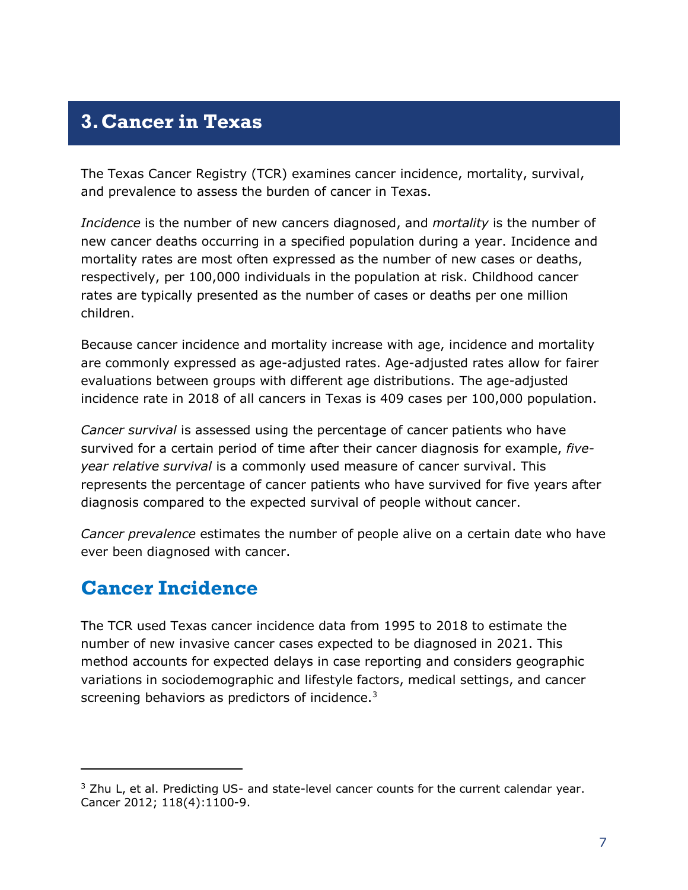# 3. Cancer in Texas

The Texas Cancer Registry (TCR) examines cancer incidence, mortality, survival, and prevalence to assess the burden of cancer in Texas.

*Incidence* is the number of new cancers diagnosed, and *mortality* is the number of new cancer deaths occurring in a specified population during a year. Incidence and mortality rates are most often expressed as the number of new cases or deaths, respectively, per 100,000 individuals in the population at risk. Childhood cancer rates are typically presented as the number of cases or deaths per one million children.

Because cancer incidence and mortality increase with age, incidence and mortality are commonly expressed as age-adjusted rates. Age-adjusted rates allow for fairer evaluations between groups with different age distributions. The age-adjusted incidence rate in 2018 of all cancers in Texas is 409 cases per 100,000 population.

*Cancer survival* is assessed using the percentage of cancer patients who have survived for a certain period of time after their cancer diagnosis for example, *five-year relative survival* is a commonly used measure of cancer survival. This represents the percentage of cancer patients who have survived for five years after diagnosis compared to the expected survival of people without cancer.

*Cancer prevalence* estimates the number of people alive on a certain date who have ever been diagnosed with cancer.

## Cancer Incidence

The TCR used Texas cancer incidence data from 1995 to 2018 to estimate the number of new invasive cancer cases expected to be diagnosed in 2021. This method accounts for expected delays in case reporting and considers geographic variations in sociodemographic and lifestyle factors, medical settings, and cancer screening behaviors as predictors of incidence.[3]

---

[3] Zhu L, et al. Predicting US- and state-level cancer counts for the current calendar year. Cancer 2012; 118(4):1100-9.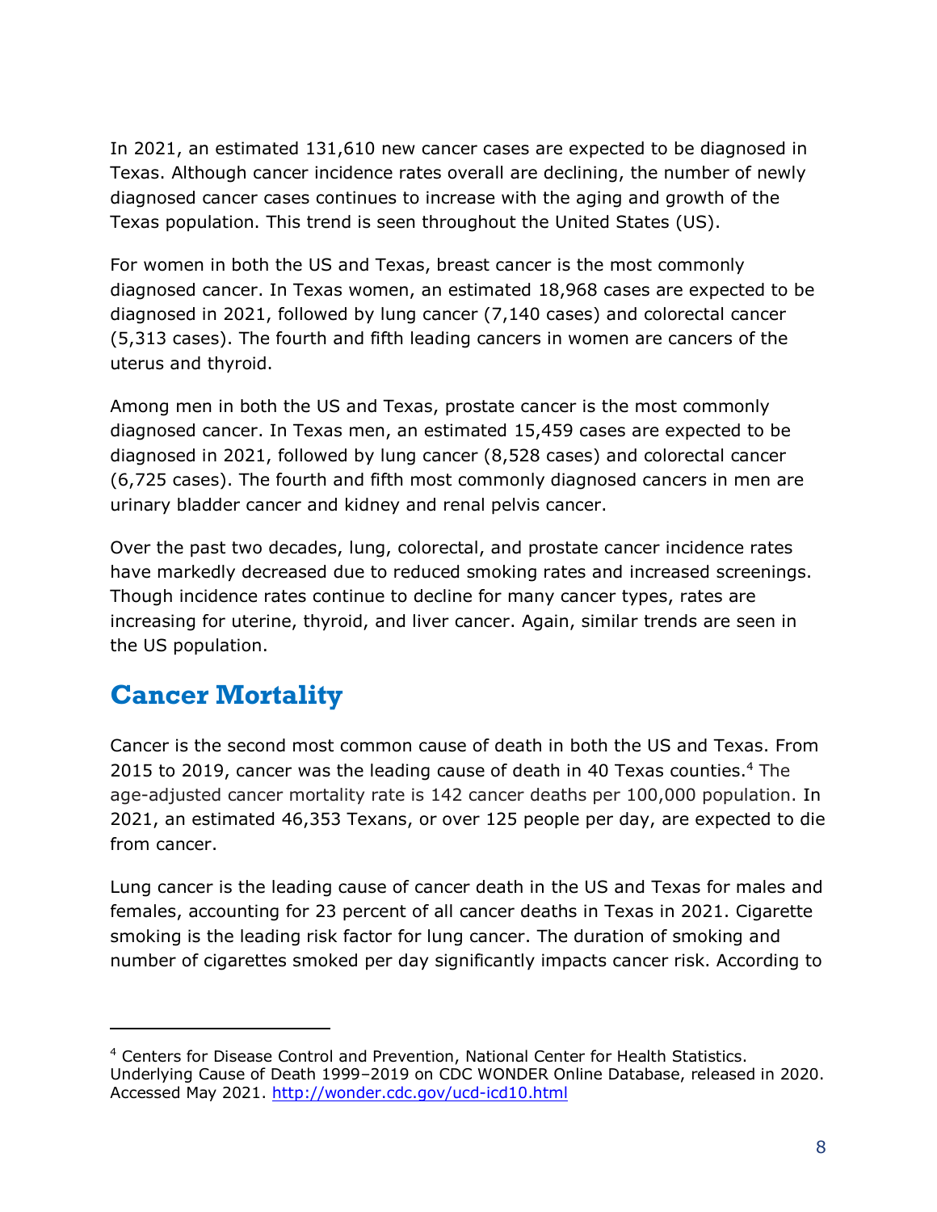In 2021, an estimated 131,610 new cancer cases are expected to be diagnosed in Texas. Although cancer incidence rates overall are declining, the number of newly diagnosed cancer cases continues to increase with the aging and growth of the Texas population. This trend is seen throughout the United States (US).

For women in both the US and Texas, breast cancer is the most commonly diagnosed cancer. In Texas women, an estimated 18,968 cases are expected to be diagnosed in 2021, followed by lung cancer (7,140 cases) and colorectal cancer (5,313 cases). The fourth and fifth leading cancers in women are cancers of the uterus and thyroid.

Among men in both the US and Texas, prostate cancer is the most commonly diagnosed cancer. In Texas men, an estimated 15,459 cases are expected to be diagnosed in 2021, followed by lung cancer (8,528 cases) and colorectal cancer (6,725 cases). The fourth and fifth most commonly diagnosed cancers in men are urinary bladder cancer and kidney and renal pelvis cancer.

Over the past two decades, lung, colorectal, and prostate cancer incidence rates have markedly decreased due to reduced smoking rates and increased screenings. Though incidence rates continue to decline for many cancer types, rates are increasing for uterine, thyroid, and liver cancer. Again, similar trends are seen in the US population.

## Cancer Mortality

Cancer is the second most common cause of death in both the US and Texas. From 2015 to 2019, cancer was the leading cause of death in 40 Texas counties.[4] The age-adjusted cancer mortality rate is 142 cancer deaths per 100,000 population. In 2021, an estimated 46,353 Texans, or over 125 people per day, are expected to die from cancer.

Lung cancer is the leading cause of cancer death in the US and Texas for males and females, accounting for 23 percent of all cancer deaths in Texas in 2021. Cigarette smoking is the leading risk factor for lung cancer. The duration of smoking and number of cigarettes smoked per day significantly impacts cancer risk. According to

---

[4] Centers for Disease Control and Prevention, National Center for Health Statistics. Underlying Cause of Death 1999–2019 on CDC WONDER Online Database, released in 2020. Accessed May 2021. http://wonder.cdc.gov/ucd-icd10.html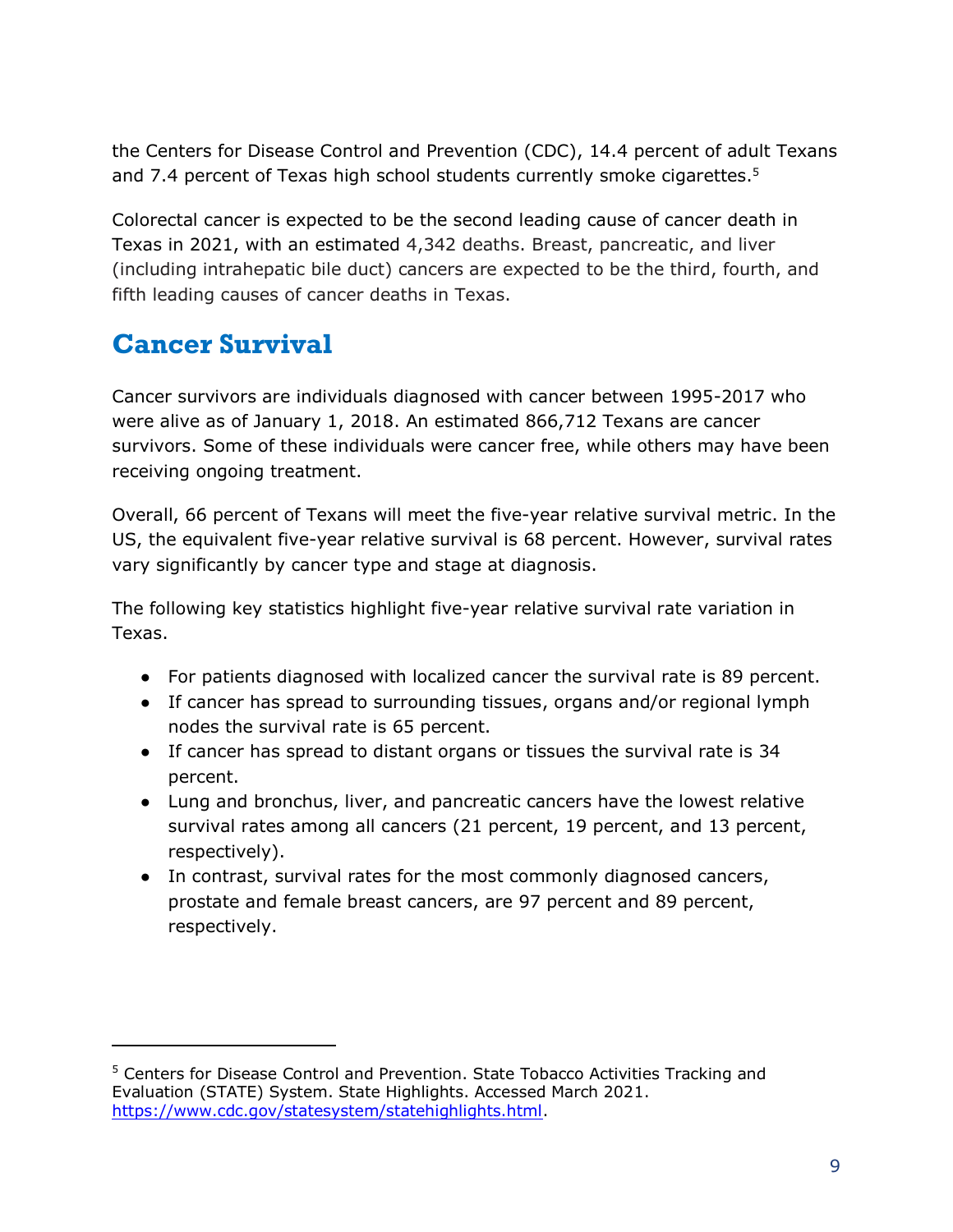the Centers for Disease Control and Prevention (CDC), 14.4 percent of adult Texans and 7.4 percent of Texas high school students currently smoke cigarettes.[5]

Colorectal cancer is expected to be the second leading cause of cancer death in Texas in 2021, with an estimated 4,342 deaths. Breast, pancreatic, and liver (including intrahepatic bile duct) cancers are expected to be the third, fourth, and fifth leading causes of cancer deaths in Texas.

## Cancer Survival

Cancer survivors are individuals diagnosed with cancer between 1995-2017 who were alive as of January 1, 2018. An estimated 866,712 Texans are cancer survivors. Some of these individuals were cancer free, while others may have been receiving ongoing treatment.

Overall, 66 percent of Texans will meet the five-year relative survival metric. In the US, the equivalent five-year relative survival is 68 percent. However, survival rates vary significantly by cancer type and stage at diagnosis.

The following key statistics highlight five-year relative survival rate variation in Texas.

- For patients diagnosed with localized cancer the survival rate is 89 percent.
- If cancer has spread to surrounding tissues, organs and/or regional lymph nodes the survival rate is 65 percent.
- If cancer has spread to distant organs or tissues the survival rate is 34 percent.
- Lung and bronchus, liver, and pancreatic cancers have the lowest relative survival rates among all cancers (21 percent, 19 percent, and 13 percent, respectively).
- In contrast, survival rates for the most commonly diagnosed cancers, prostate and female breast cancers, are 97 percent and 89 percent, respectively.

---

[5] Centers for Disease Control and Prevention. State Tobacco Activities Tracking and Evaluation (STATE) System. State Highlights. Accessed March 2021. https://www.cdc.gov/statesystem/statehighlights.html.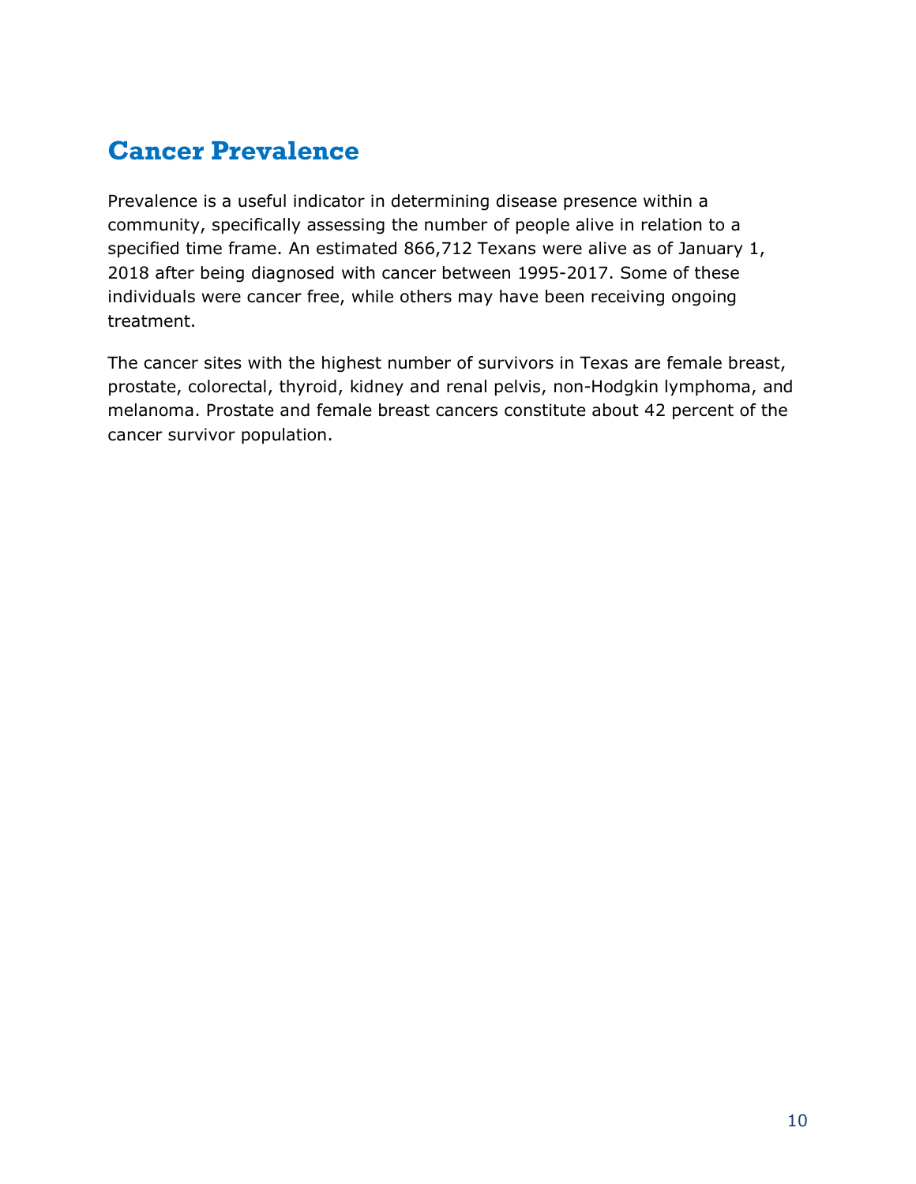## Cancer Prevalence

Prevalence is a useful indicator in determining disease presence within a community, specifically assessing the number of people alive in relation to a specified time frame. An estimated 866,712 Texans were alive as of January 1, 2018 after being diagnosed with cancer between 1995-2017. Some of these individuals were cancer free, while others may have been receiving ongoing treatment.

The cancer sites with the highest number of survivors in Texas are female breast, prostate, colorectal, thyroid, kidney and renal pelvis, non-Hodgkin lymphoma, and melanoma. Prostate and female breast cancers constitute about 42 percent of the cancer survivor population.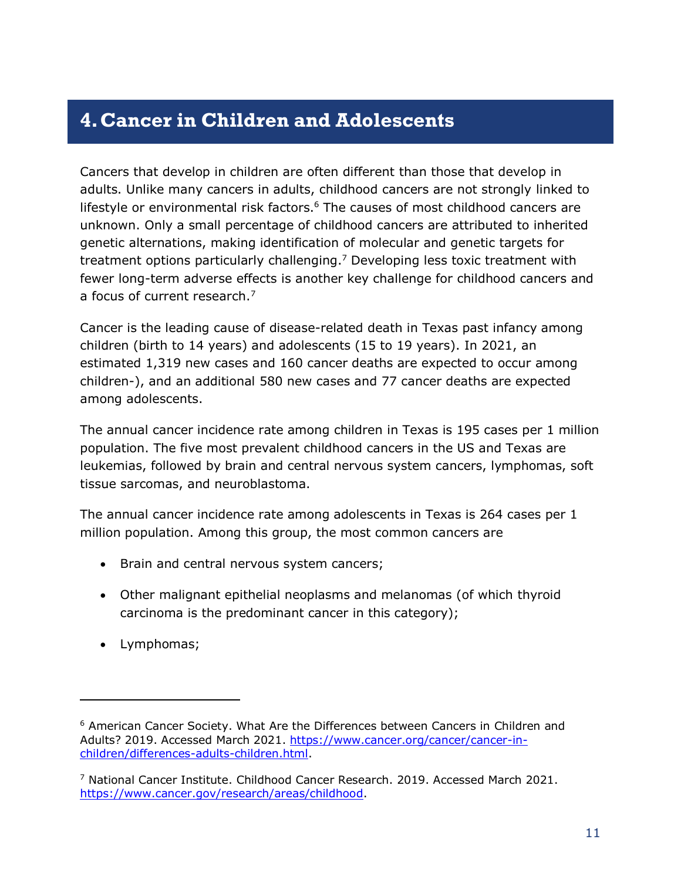# 4. Cancer in Children and Adolescents

Cancers that develop in children are often different than those that develop in adults. Unlike many cancers in adults, childhood cancers are not strongly linked to lifestyle or environmental risk factors.[6] The causes of most childhood cancers are unknown. Only a small percentage of childhood cancers are attributed to inherited genetic alternations, making identification of molecular and genetic targets for treatment options particularly challenging.[7] Developing less toxic treatment with fewer long-term adverse effects is another key challenge for childhood cancers and a focus of current research.[7]

Cancer is the leading cause of disease-related death in Texas past infancy among children (birth to 14 years) and adolescents (15 to 19 years). In 2021, an estimated 1,319 new cases and 160 cancer deaths are expected to occur among children-), and an additional 580 new cases and 77 cancer deaths are expected among adolescents.

The annual cancer incidence rate among children in Texas is 195 cases per 1 million population. The five most prevalent childhood cancers in the US and Texas are leukemias, followed by brain and central nervous system cancers, lymphomas, soft tissue sarcomas, and neuroblastoma.

The annual cancer incidence rate among adolescents in Texas is 264 cases per 1 million population. Among this group, the most common cancers are

- Brain and central nervous system cancers;
- Other malignant epithelial neoplasms and melanomas (of which thyroid carcinoma is the predominant cancer in this category);
- Lymphomas;

---

[6] American Cancer Society. What Are the Differences between Cancers in Children and Adults? 2019. Accessed March 2021. https://www.cancer.org/cancer/cancer-in-children/differences-adults-children.html.

[7] National Cancer Institute. Childhood Cancer Research. 2019. Accessed March 2021. https://www.cancer.gov/research/areas/childhood.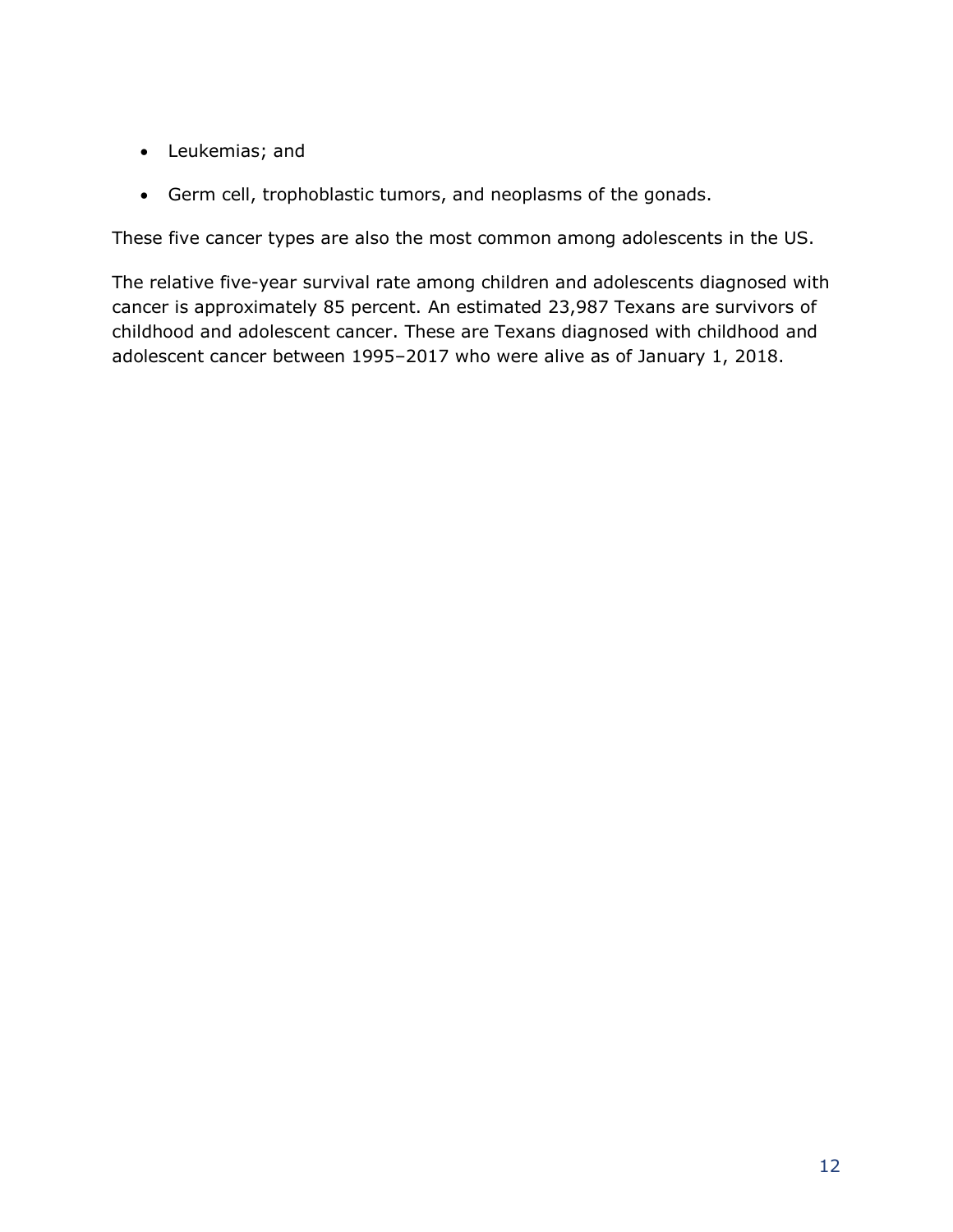- Leukemias; and
- Germ cell, trophoblastic tumors, and neoplasms of the gonads.

These five cancer types are also the most common among adolescents in the US.

The relative five-year survival rate among children and adolescents diagnosed with cancer is approximately 85 percent. An estimated 23,987 Texans are survivors of childhood and adolescent cancer. These are Texans diagnosed with childhood and adolescent cancer between 1995–2017 who were alive as of January 1, 2018.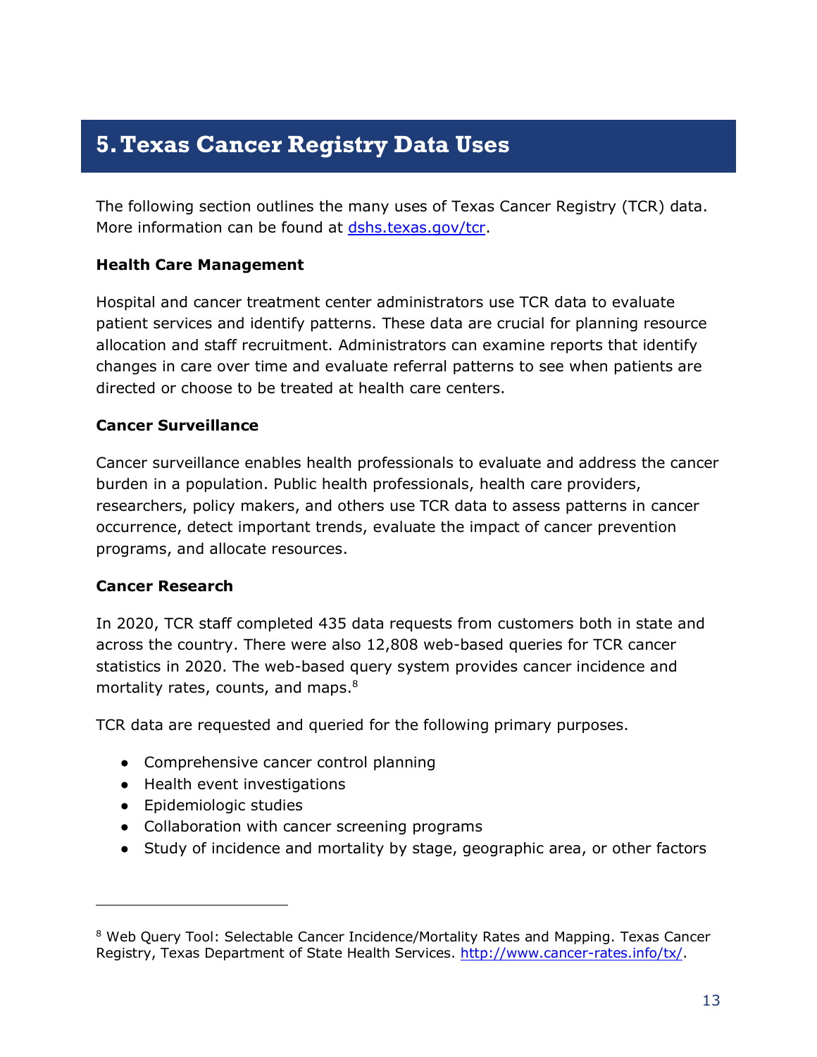# 5. Texas Cancer Registry Data Uses

The following section outlines the many uses of Texas Cancer Registry (TCR) data. More information can be found at [dshs.texas.gov/tcr](dshs.texas.gov/tcr).

**Health Care Management**

Hospital and cancer treatment center administrators use TCR data to evaluate patient services and identify patterns. These data are crucial for planning resource allocation and staff recruitment. Administrators can examine reports that identify changes in care over time and evaluate referral patterns to see when patients are directed or choose to be treated at health care centers.

**Cancer Surveillance**

Cancer surveillance enables health professionals to evaluate and address the cancer burden in a population. Public health professionals, health care providers, researchers, policy makers, and others use TCR data to assess patterns in cancer occurrence, detect important trends, evaluate the impact of cancer prevention programs, and allocate resources.

**Cancer Research**

In 2020, TCR staff completed 435 data requests from customers both in state and across the country. There were also 12,808 web-based queries for TCR cancer statistics in 2020. The web-based query system provides cancer incidence and mortality rates, counts, and maps.[8]

TCR data are requested and queried for the following primary purposes.

- Comprehensive cancer control planning
- Health event investigations
- Epidemiologic studies
- Collaboration with cancer screening programs
- Study of incidence and mortality by stage, geographic area, or other factors

---

[8] Web Query Tool: Selectable Cancer Incidence/Mortality Rates and Mapping. Texas Cancer Registry, Texas Department of State Health Services. [http://www.cancer-rates.info/tx/](http://www.cancer-rates.info/tx/).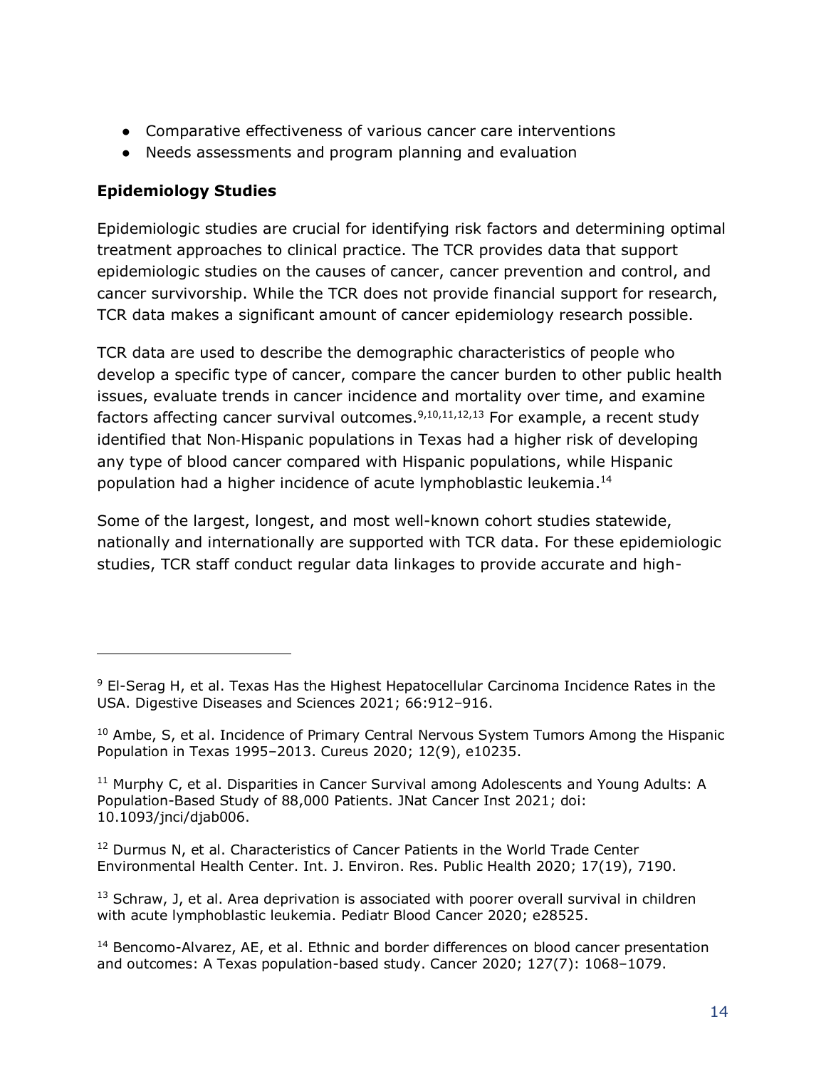- Comparative effectiveness of various cancer care interventions
- Needs assessments and program planning and evaluation

### Epidemiology Studies

Epidemiologic studies are crucial for identifying risk factors and determining optimal treatment approaches to clinical practice. The TCR provides data that support epidemiologic studies on the causes of cancer, cancer prevention and control, and cancer survivorship. While the TCR does not provide financial support for research, TCR data makes a significant amount of cancer epidemiology research possible.

TCR data are used to describe the demographic characteristics of people who develop a specific type of cancer, compare the cancer burden to other public health issues, evaluate trends in cancer incidence and mortality over time, and examine factors affecting cancer survival outcomes.[9,10,11,12,13] For example, a recent study identified that Non-Hispanic populations in Texas had a higher risk of developing any type of blood cancer compared with Hispanic populations, while Hispanic population had a higher incidence of acute lymphoblastic leukemia.[14]

Some of the largest, longest, and most well-known cohort studies statewide, nationally and internationally are supported with TCR data. For these epidemiologic studies, TCR staff conduct regular data linkages to provide accurate and high-

---

[9] El-Serag H, et al. Texas Has the Highest Hepatocellular Carcinoma Incidence Rates in the USA. Digestive Diseases and Sciences 2021; 66:912–916.

[10] Ambe, S, et al. Incidence of Primary Central Nervous System Tumors Among the Hispanic Population in Texas 1995–2013. Cureus 2020; 12(9), e10235.

[11] Murphy C, et al. Disparities in Cancer Survival among Adolescents and Young Adults: A Population-Based Study of 88,000 Patients. JNat Cancer Inst 2021; doi: 10.1093/jnci/djab006.

[12] Durmus N, et al. Characteristics of Cancer Patients in the World Trade Center Environmental Health Center. Int. J. Environ. Res. Public Health 2020; 17(19), 7190.

[13] Schraw, J, et al. Area deprivation is associated with poorer overall survival in children with acute lymphoblastic leukemia. Pediatr Blood Cancer 2020; e28525.

[14] Bencomo-Alvarez, AE, et al. Ethnic and border differences on blood cancer presentation and outcomes: A Texas population-based study. Cancer 2020; 127(7): 1068–1079.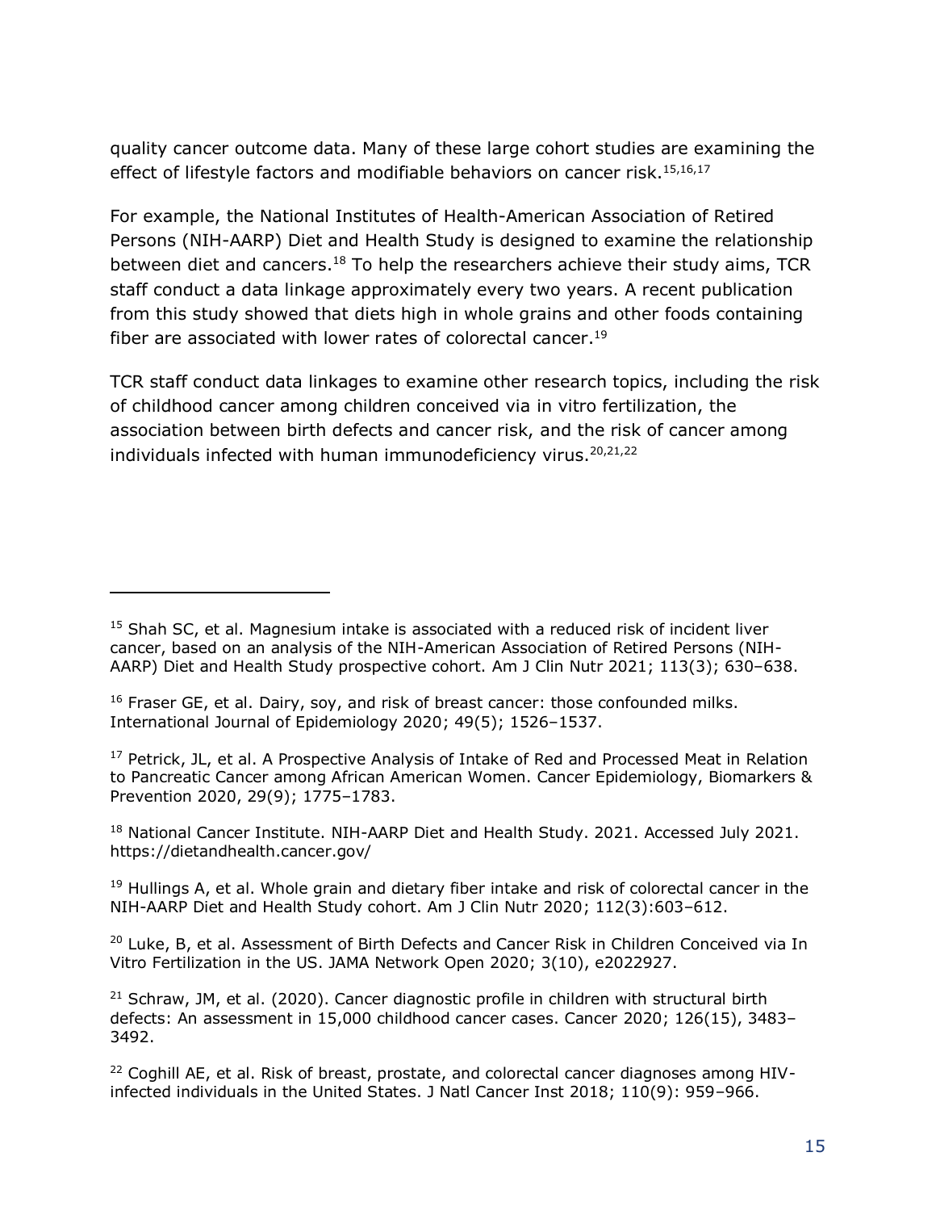quality cancer outcome data. Many of these large cohort studies are examining the effect of lifestyle factors and modifiable behaviors on cancer risk.[15,16,17]

For example, the National Institutes of Health-American Association of Retired Persons (NIH-AARP) Diet and Health Study is designed to examine the relationship between diet and cancers.[18] To help the researchers achieve their study aims, TCR staff conduct a data linkage approximately every two years. A recent publication from this study showed that diets high in whole grains and other foods containing fiber are associated with lower rates of colorectal cancer.[19]

TCR staff conduct data linkages to examine other research topics, including the risk of childhood cancer among children conceived via in vitro fertilization, the association between birth defects and cancer risk, and the risk of cancer among individuals infected with human immunodeficiency virus.[20,21,22]

---

[15] Shah SC, et al. Magnesium intake is associated with a reduced risk of incident liver cancer, based on an analysis of the NIH-American Association of Retired Persons (NIH-AARP) Diet and Health Study prospective cohort. Am J Clin Nutr 2021; 113(3); 630–638.

[16] Fraser GE, et al. Dairy, soy, and risk of breast cancer: those confounded milks. International Journal of Epidemiology 2020; 49(5); 1526–1537.

[17] Petrick, JL, et al. A Prospective Analysis of Intake of Red and Processed Meat in Relation to Pancreatic Cancer among African American Women. Cancer Epidemiology, Biomarkers & Prevention 2020, 29(9); 1775–1783.

[18] National Cancer Institute. NIH-AARP Diet and Health Study. 2021. Accessed July 2021. https://dietandhealth.cancer.gov/

[19] Hullings A, et al. Whole grain and dietary fiber intake and risk of colorectal cancer in the NIH-AARP Diet and Health Study cohort. Am J Clin Nutr 2020; 112(3):603–612.

[20] Luke, B, et al. Assessment of Birth Defects and Cancer Risk in Children Conceived via In Vitro Fertilization in the US. JAMA Network Open 2020; 3(10), e2022927.

[21] Schraw, JM, et al. (2020). Cancer diagnostic profile in children with structural birth defects: An assessment in 15,000 childhood cancer cases. Cancer 2020; 126(15), 3483–3492.

[22] Coghill AE, et al. Risk of breast, prostate, and colorectal cancer diagnoses among HIV-infected individuals in the United States. J Natl Cancer Inst 2018; 110(9): 959–966.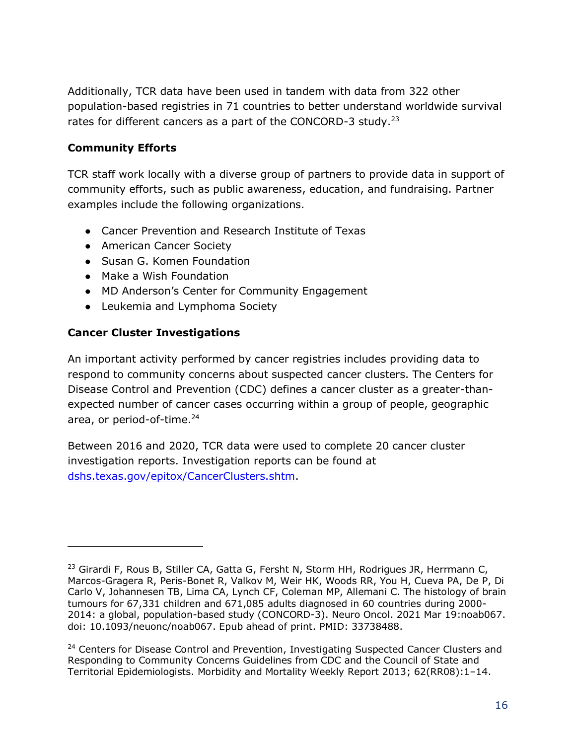Additionally, TCR data have been used in tandem with data from 322 other population-based registries in 71 countries to better understand worldwide survival rates for different cancers as a part of the CONCORD-3 study.[23]

### Community Efforts

TCR staff work locally with a diverse group of partners to provide data in support of community efforts, such as public awareness, education, and fundraising. Partner examples include the following organizations.

- Cancer Prevention and Research Institute of Texas
- American Cancer Society
- Susan G. Komen Foundation
- Make a Wish Foundation
- MD Anderson's Center for Community Engagement
- Leukemia and Lymphoma Society

### Cancer Cluster Investigations

An important activity performed by cancer registries includes providing data to respond to community concerns about suspected cancer clusters. The Centers for Disease Control and Prevention (CDC) defines a cancer cluster as a greater-than-expected number of cancer cases occurring within a group of people, geographic area, or period-of-time.[24]

Between 2016 and 2020, TCR data were used to complete 20 cancer cluster investigation reports. Investigation reports can be found at [dshs.texas.gov/epitox/CancerClusters.shtm](dshs.texas.gov/epitox/CancerClusters.shtm).

---

[23] Girardi F, Rous B, Stiller CA, Gatta G, Fersht N, Storm HH, Rodrigues JR, Herrmann C, Marcos-Gragera R, Peris-Bonet R, Valkov M, Weir HK, Woods RR, You H, Cueva PA, De P, Di Carlo V, Johannesen TB, Lima CA, Lynch CF, Coleman MP, Allemani C. The histology of brain tumours for 67,331 children and 671,085 adults diagnosed in 60 countries during 2000-2014: a global, population-based study (CONCORD-3). Neuro Oncol. 2021 Mar 19:noab067. doi: 10.1093/neuonc/noab067. Epub ahead of print. PMID: 33738488.

[24] Centers for Disease Control and Prevention, Investigating Suspected Cancer Clusters and Responding to Community Concerns Guidelines from CDC and the Council of State and Territorial Epidemiologists. Morbidity and Mortality Weekly Report 2013; 62(RR08):1–14.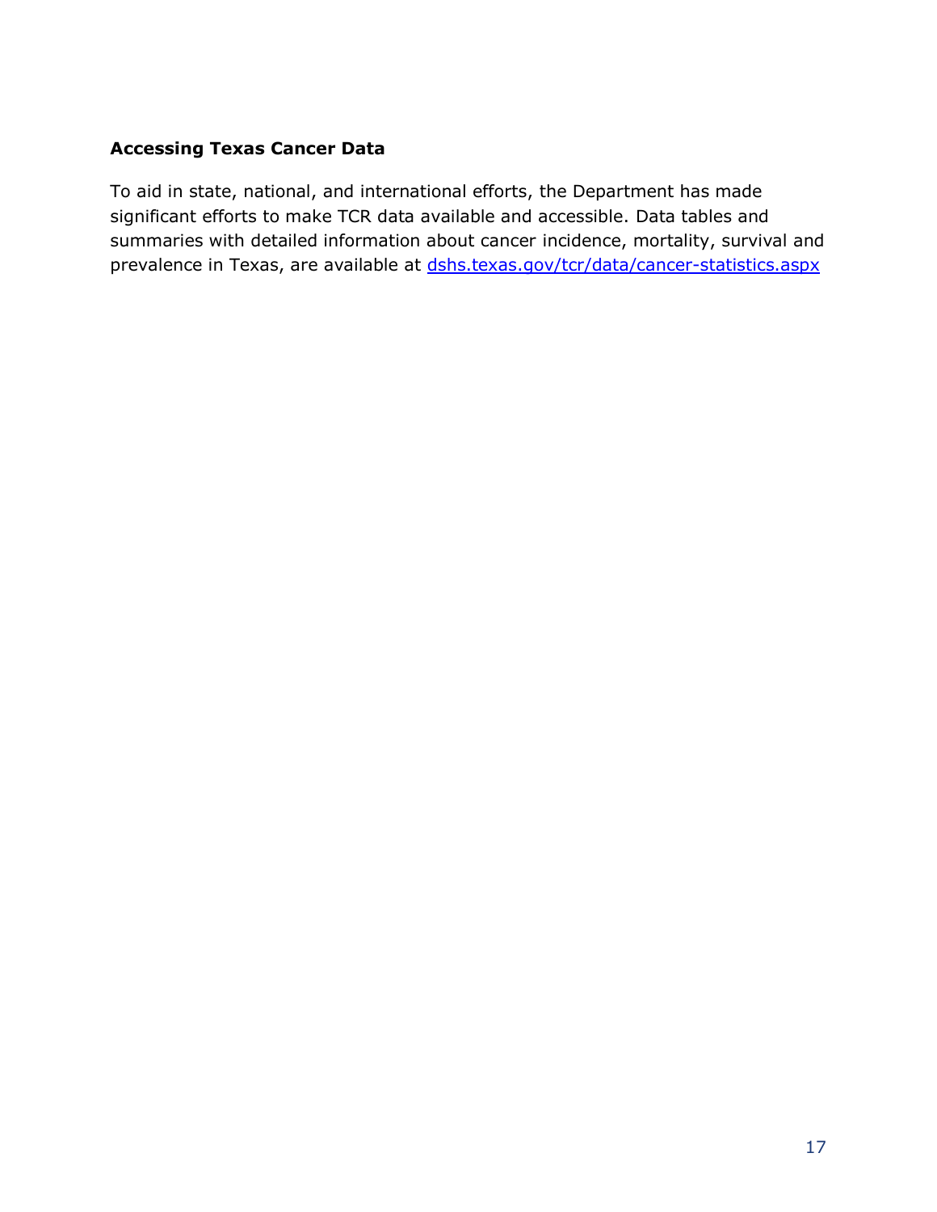## Accessing Texas Cancer Data

To aid in state, national, and international efforts, the Department has made significant efforts to make TCR data available and accessible. Data tables and summaries with detailed information about cancer incidence, mortality, survival and prevalence in Texas, are available at [dshs.texas.gov/tcr/data/cancer-statistics.aspx](https://dshs.texas.gov/tcr/data/cancer-statistics.aspx)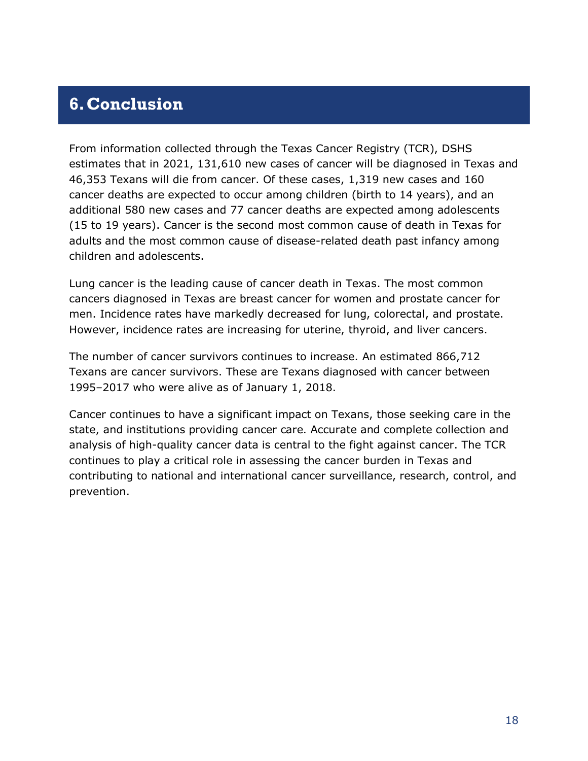# 6. Conclusion

From information collected through the Texas Cancer Registry (TCR), DSHS estimates that in 2021, 131,610 new cases of cancer will be diagnosed in Texas and 46,353 Texans will die from cancer. Of these cases, 1,319 new cases and 160 cancer deaths are expected to occur among children (birth to 14 years), and an additional 580 new cases and 77 cancer deaths are expected among adolescents (15 to 19 years). Cancer is the second most common cause of death in Texas for adults and the most common cause of disease-related death past infancy among children and adolescents.

Lung cancer is the leading cause of cancer death in Texas. The most common cancers diagnosed in Texas are breast cancer for women and prostate cancer for men. Incidence rates have markedly decreased for lung, colorectal, and prostate. However, incidence rates are increasing for uterine, thyroid, and liver cancers.

The number of cancer survivors continues to increase. An estimated 866,712 Texans are cancer survivors. These are Texans diagnosed with cancer between 1995–2017 who were alive as of January 1, 2018.

Cancer continues to have a significant impact on Texans, those seeking care in the state, and institutions providing cancer care. Accurate and complete collection and analysis of high-quality cancer data is central to the fight against cancer. The TCR continues to play a critical role in assessing the cancer burden in Texas and contributing to national and international cancer surveillance, research, control, and prevention.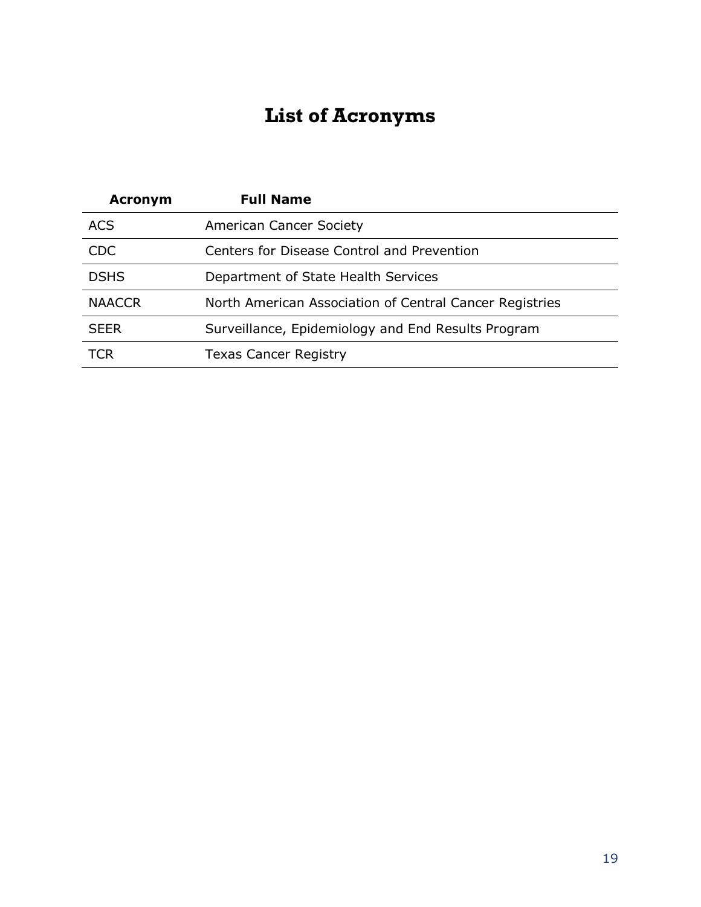# List of Acronyms

| Acronym | Full Name |
|---|---|
| ACS | American Cancer Society |
| CDC | Centers for Disease Control and Prevention |
| DSHS | Department of State Health Services |
| NAACCR | North American Association of Central Cancer Registries |
| SEER | Surveillance, Epidemiology and End Results Program |
| TCR | Texas Cancer Registry |